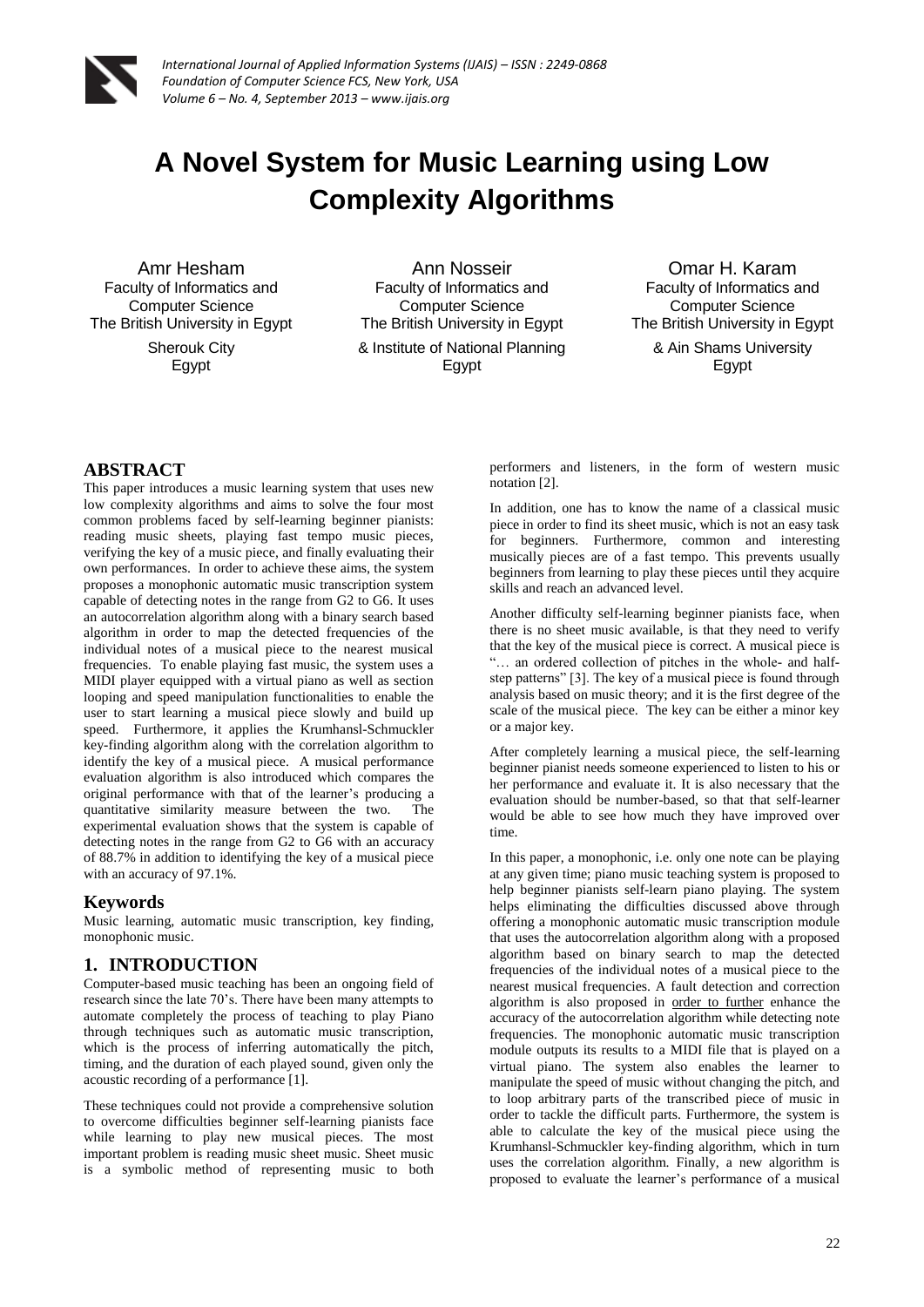# A Novel System for Music Learning using Low Complexity Algorithms

Amr Hesham
Faculty of Informatics and Computer Science
The British University in Egypt
Sherouk City
Egypt

Ann Nosseir
Faculty of Informatics and Computer Science
The British University in Egypt
& Institute of National Planning
Egypt

Omar H. Karam
Faculty of Informatics and Computer Science
The British University in Egypt
& Ain Shams University
Egypt

## ABSTRACT

This paper introduces a music learning system that uses new low complexity algorithms and aims to solve the four most common problems faced by self-learning beginner pianists: reading music sheets, playing fast tempo music pieces, verifying the key of a music piece, and finally evaluating their own performances. In order to achieve these aims, the system proposes a monophonic automatic music transcription system capable of detecting notes in the range from G2 to G6. It uses an autocorrelation algorithm along with a binary search based algorithm in order to map the detected frequencies of the individual notes of a musical piece to the nearest musical frequencies. To enable playing fast music, the system uses a MIDI player equipped with a virtual piano as well as section looping and speed manipulation functionalities to enable the user to start learning a musical piece slowly and build up speed. Furthermore, it applies the Krumhansl-Schmuckler key-finding algorithm along with the correlation algorithm to identify the key of a musical piece. A musical performance evaluation algorithm is also introduced which compares the original performance with that of the learner's producing a quantitative similarity measure between the two. The experimental evaluation shows that the system is capable of detecting notes in the range from G2 to G6 with an accuracy of 88.7% in addition to identifying the key of a musical piece with an accuracy of 97.1%.

## Keywords

Music learning, automatic music transcription, key finding, monophonic music.

## 1. INTRODUCTION

Computer-based music teaching has been an ongoing field of research since the late 70's. There have been many attempts to automate completely the process of teaching to play Piano through techniques such as automatic music transcription, which is the process of inferring automatically the pitch, timing, and the duration of each played sound, given only the acoustic recording of a performance [1].

These techniques could not provide a comprehensive solution to overcome difficulties beginner self-learning pianists face while learning to play new musical pieces. The most important problem is reading music sheet music. Sheet music is a symbolic method of representing music to both performers and listeners, in the form of western music notation [2].

In addition, one has to know the name of a classical music piece in order to find its sheet music, which is not an easy task for beginners. Furthermore, common and interesting musically pieces are of a fast tempo. This prevents usually beginners from learning to play these pieces until they acquire skills and reach an advanced level.

Another difficulty self-learning beginner pianists face, when there is no sheet music available, is that they need to verify that the key of the musical piece is correct. A musical piece is "… an ordered collection of pitches in the whole- and half-step patterns" [3]. The key of a musical piece is found through analysis based on music theory; and it is the first degree of the scale of the musical piece. The key can be either a minor key or a major key.

After completely learning a musical piece, the self-learning beginner pianist needs someone experienced to listen to his or her performance and evaluate it. It is also necessary that the evaluation should be number-based, so that that self-learner would be able to see how much they have improved over time.

In this paper, a monophonic, i.e. only one note can be playing at any given time; piano music teaching system is proposed to help beginner pianists self-learn piano playing. The system helps eliminating the difficulties discussed above through offering a monophonic automatic music transcription module that uses the autocorrelation algorithm along with a proposed algorithm based on binary search to map the detected frequencies of the individual notes of a musical piece to the nearest musical frequencies. A fault detection and correction algorithm is also proposed in order to further enhance the accuracy of the autocorrelation algorithm while detecting note frequencies. The monophonic automatic music transcription module outputs its results to a MIDI file that is played on a virtual piano. The system also enables the learner to manipulate the speed of music without changing the pitch, and to loop arbitrary parts of the transcribed piece of music in order to tackle the difficult parts. Furthermore, the system is able to calculate the key of the musical piece using the Krumhansl-Schmuckler key-finding algorithm, which in turn uses the correlation algorithm. Finally, a new algorithm is proposed to evaluate the learner's performance of a musical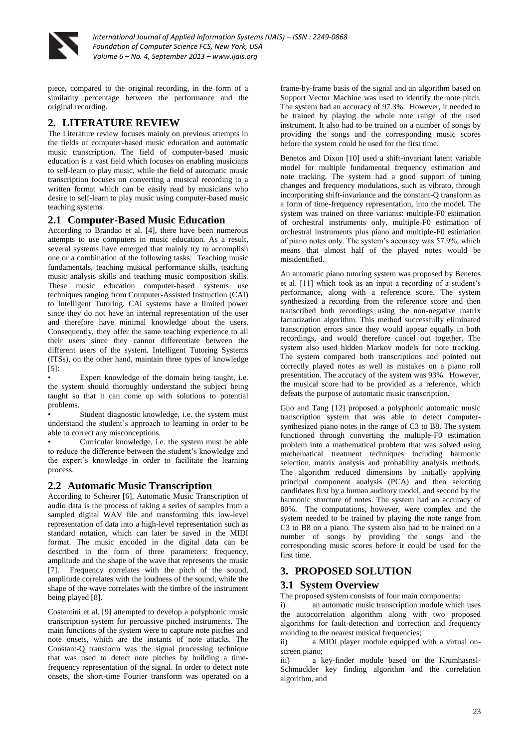piece, compared to the original recording, in the form of a similarity percentage between the performance and the original recording.

## 2. LITERATURE REVIEW

The Literature review focuses mainly on previous attempts in the fields of computer-based music education and automatic music transcription. The field of computer-based music education is a vast field which focuses on enabling musicians to self-learn to play music, while the field of automatic music transcription focuses on converting a musical recording to a written format which can be easily read by musicians who desire to self-learn to play music using computer-based music teaching systems.

### 2.1 Computer-Based Music Education

According to Brandao et al. [4], there have been numerous attempts to use computers in music education. As a result, several systems have emerged that mainly try to accomplish one or a combination of the following tasks: Teaching music fundamentals, teaching musical performance skills, teaching music analysis skills and teaching music composition skills. These music education computer-based systems use techniques ranging from Computer-Assisted Instruction (CAI) to Intelligent Tutoring. CAI systems have a limited power since they do not have an internal representation of the user and therefore have minimal knowledge about the users. Consequently, they offer the same teaching experience to all their users since they cannot differentiate between the different users of the system. Intelligent Tutoring Systems (ITSs), on the other hand, maintain three types of knowledge [5]:

- Expert knowledge of the domain being taught, i.e. the system should thoroughly understand the subject being taught so that it can come up with solutions to potential problems.
- Student diagnostic knowledge, i.e. the system must understand the student's approach to learning in order to be able to correct any misconceptions.
- Curricular knowledge, i.e. the system must be able to reduce the difference between the student's knowledge and the expert's knowledge in order to facilitate the learning process.

### 2.2 Automatic Music Transcription

According to Scheirer [6], Automatic Music Transcription of audio data is the process of taking a series of samples from a sampled digital WAV file and transforming this low-level representation of data into a high-level representation such as standard notation, which can later be saved in the MIDI format. The music encoded in the digital data can be described in the form of three parameters: frequency, amplitude and the shape of the wave that represents the music [7]. Frequency correlates with the pitch of the sound, amplitude correlates with the loudness of the sound, while the shape of the wave correlates with the timbre of the instrument being played [8].

Costantini et al. [9] attempted to develop a polyphonic music transcription system for percussive pitched instruments. The main functions of the system were to capture note pitches and note onsets, which are the instants of note attacks. The Constant-Q transform was the signal processing technique that was used to detect note pitches by building a time-frequency representation of the signal. In order to detect note onsets, the short-time Fourier transform was operated on a frame-by-frame basis of the signal and an algorithm based on Support Vector Machine was used to identify the note pitch. The system had an accuracy of 97.3%. However, it needed to be trained by playing the whole note range of the used instrument. It also had to be trained on a number of songs by providing the songs and the corresponding music scores before the system could be used for the first time.

Benetos and Dixon [10] used a shift-invariant latent variable model for multiple fundamental frequency estimation and note tracking. The system had a good support of tuning changes and frequency modulations, such as vibrato, through incorporating shift-invariance and the constant-Q transform as a form of time-frequency representation, into the model. The system was trained on three variants: multiple-F0 estimation of orchestral instruments only, multiple-F0 estimation of orchestral instruments plus piano and multiple-F0 estimation of piano notes only. The system's accuracy was 57.9%, which means that almost half of the played notes would be misidentified.

An automatic piano tutoring system was proposed by Benetos et al. [11] which took as an input a recording of a student's performance, along with a reference score. The system synthesized a recording from the reference score and then transcribed both recordings using the non-negative matrix factorization algorithm. This method successfully eliminated transcription errors since they would appear equally in both recordings, and would therefore cancel out together. The system also used hidden Markov models for note tracking. The system compared both transcriptions and pointed out correctly played notes as well as mistakes on a piano roll presentation. The accuracy of the system was 93%. However, the musical score had to be provided as a reference, which defeats the purpose of automatic music transcription.

Guo and Tang [12] proposed a polyphonic automatic music transcription system that was able to detect computer-synthesized piano notes in the range of C3 to B8. The system functioned through converting the multiple-F0 estimation problem into a mathematical problem that was solved using mathematical treatment techniques including harmonic selection, matrix analysis and probability analysis methods. The algorithm reduced dimensions by initially applying principal component analysis (PCA) and then selecting candidates first by a human auditory model, and second by the harmonic structure of notes. The system had an accuracy of 80%. The computations, however, were complex and the system needed to be trained by playing the note range from C3 to B8 on a piano. The system also had to be trained on a number of songs by providing the songs and the corresponding music scores before it could be used for the first time.

## 3. PROPOSED SOLUTION

### 3.1 System Overview

The proposed system consists of four main components:

i) an automatic music transcription module which uses the autocorrelation algorithm along with two proposed algorithms for fault-detection and correction and frequency rounding to the nearest musical frequencies;

ii) a MIDI player module equipped with a virtual on-screen piano;

iii) a key-finder module based on the Krumhasnsl-Schmuckler key finding algorithm and the correlation algorithm, and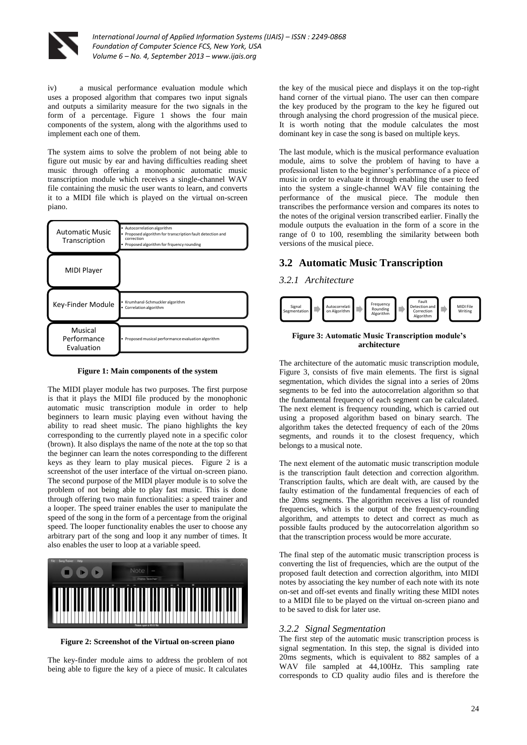iv) a musical performance evaluation module which uses a proposed algorithm that compares two input signals and outputs a similarity measure for the two signals in the form of a percentage. Figure 1 shows the four main components of the system, along with the algorithms used to implement each one of them.

The system aims to solve the problem of not being able to figure out music by ear and having difficulties reading sheet music through offering a monophonic automatic music transcription module which receives a single-channel WAV file containing the music the user wants to learn, and converts it to a MIDI file which is played on the virtual on-screen piano.

| Component | Algorithms |
|---|---|
| Automatic Music Transcription | • Autocorrelation algorithm<br>• Proposed algorithm for transcription fault detection and correction<br>• Proposed algorithm for frquency rounding |
| MIDI Player | |
| Key-Finder Module | • Krumhansl-Schmuckler algorithm<br>• Correlation algorithm |
| Musical Performance Evaluation | • Proposed musical performance evaluation algorithm |

**Figure 1: Main components of the system**

The MIDI player module has two purposes. The first purpose is that it plays the MIDI file produced by the monophonic automatic music transcription module in order to help beginners to learn music playing even without having the ability to read sheet music. The piano highlights the key corresponding to the currently played note in a specific color (brown). It also displays the name of the note at the top so that the beginner can learn the notes corresponding to the different keys as they learn to play musical pieces. Figure 2 is a screenshot of the user interface of the virtual on-screen piano. The second purpose of the MIDI player module is to solve the problem of not being able to play fast music. This is done through offering two main functionalities: a speed trainer and a looper. The speed trainer enables the user to manipulate the speed of the song in the form of a percentage from the original speed. The looper functionality enables the user to choose any arbitrary part of the song and loop it any number of times. It also enables the user to loop at a variable speed.

**Figure 2: Screenshot of the Virtual on-screen piano**

The key-finder module aims to address the problem of not being able to figure the key of a piece of music. It calculates the key of the musical piece and displays it on the top-right hand corner of the virtual piano. The user can then compare the key produced by the program to the key he figured out through analysing the chord progression of the musical piece. It is worth noting that the module calculates the most dominant key in case the song is based on multiple keys.

The last module, which is the musical performance evaluation module, aims to solve the problem of having to have a professional listen to the beginner's performance of a piece of music in order to evaluate it through enabling the user to feed into the system a single-channel WAV file containing the performance of the musical piece. The module then transcribes the performance version and compares its notes to the notes of the original version transcribed earlier. Finally the module outputs the evaluation in the form of a score in the range of 0 to 100, resembling the similarity between both versions of the musical piece.

## 3.2 Automatic Music Transcription

### *3.2.1 Architecture*

Signal Segmentation → Autocorrelation Algorithm → Frequency Rounding Algorithm → Fault Detection and Correction Algorithm → MIDI File Writing

**Figure 3: Automatic Music Transcription module's architecture**

The architecture of the automatic music transcription module, Figure 3, consists of five main elements. The first is signal segmentation, which divides the signal into a series of 20ms segments to be fed into the autocorrelation algorithm so that the fundamental frequency of each segment can be calculated. The next element is frequency rounding, which is carried out using a proposed algorithm based on binary search. The algorithm takes the detected frequency of each of the 20ms segments, and rounds it to the closest frequency, which belongs to a musical note.

The next element of the automatic music transcription module is the transcription fault detection and correction algorithm. Transcription faults, which are dealt with, are caused by the faulty estimation of the fundamental frequencies of each of the 20ms segments. The algorithm receives a list of rounded frequencies, which is the output of the frequency-rounding algorithm, and attempts to detect and correct as much as possible faults produced by the autocorrelation algorithm so that the transcription process would be more accurate.

The final step of the automatic music transcription process is converting the list of frequencies, which are the output of the proposed fault detection and correction algorithm, into MIDI notes by associating the key number of each note with its note on-set and off-set events and finally writing these MIDI notes to a MIDI file to be played on the virtual on-screen piano and to be saved to disk for later use.

### *3.2.2 Signal Segmentation*

The first step of the automatic music transcription process is signal segmentation. In this step, the signal is divided into 20ms segments, which is equivalent to 882 samples of a WAV file sampled at 44,100Hz. This sampling rate corresponds to CD quality audio files and is therefore the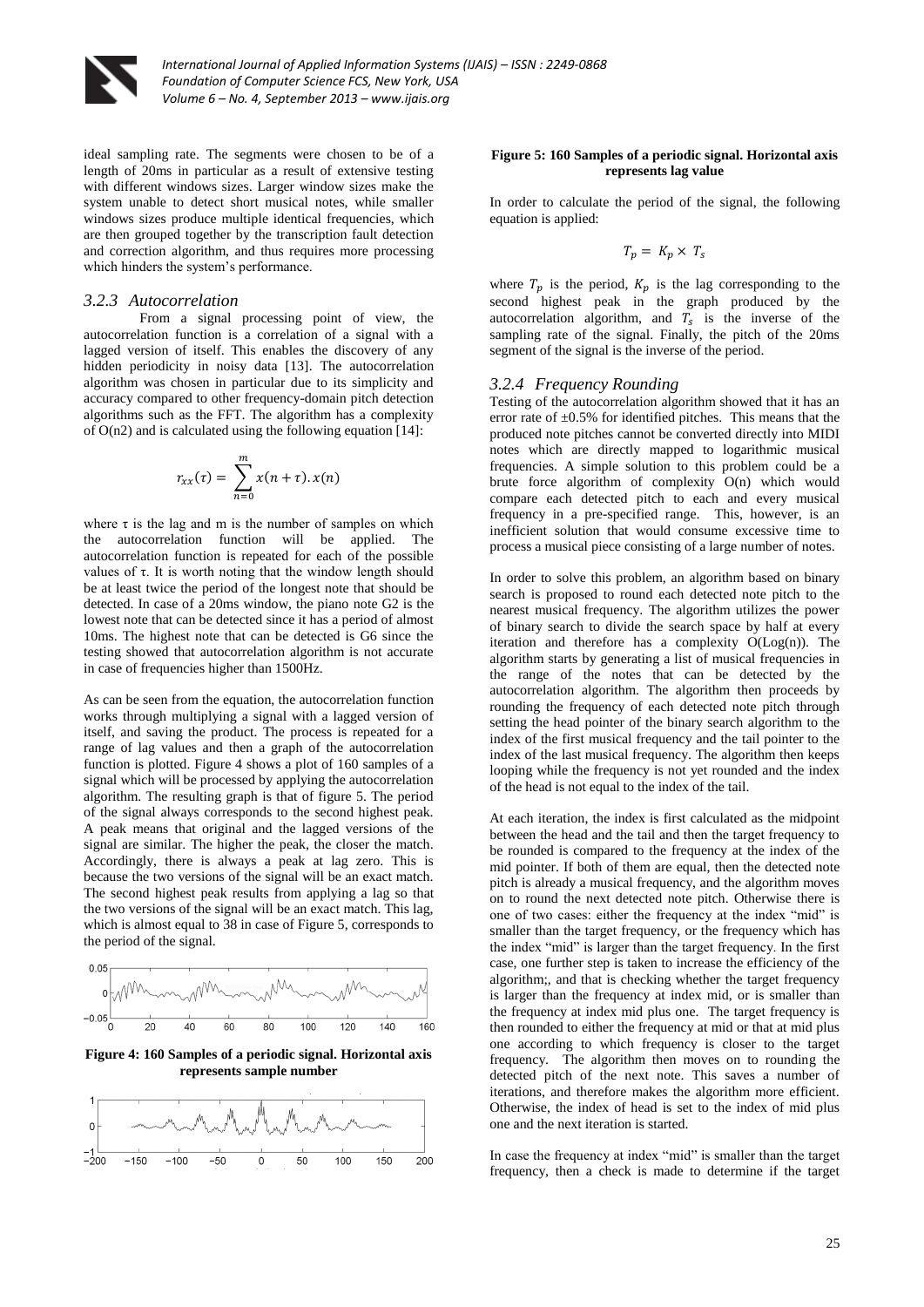ideal sampling rate. The segments were chosen to be of a length of 20ms in particular as a result of extensive testing with different windows sizes. Larger window sizes make the system unable to detect short musical notes, while smaller windows sizes produce multiple identical frequencies, which are then grouped together by the transcription fault detection and correction algorithm, and thus requires more processing which hinders the system's performance.

### *3.2.3 Autocorrelation*

From a signal processing point of view, the autocorrelation function is a correlation of a signal with a lagged version of itself. This enables the discovery of any hidden periodicity in noisy data [13]. The autocorrelation algorithm was chosen in particular due to its simplicity and accuracy compared to other frequency-domain pitch detection algorithms such as the FFT. The algorithm has a complexity of O(n2) and is calculated using the following equation [14]:

$$r_{xx}(\tau) = \sum_{n=0}^{m} x(n+\tau).x(n)$$

where τ is the lag and m is the number of samples on which the autocorrelation function will be applied. The autocorrelation function is repeated for each of the possible values of τ. It is worth noting that the window length should be at least twice the period of the longest note that should be detected. In case of a 20ms window, the piano note G2 is the lowest note that can be detected since it has a period of almost 10ms. The highest note that can be detected is G6 since the testing showed that autocorrelation algorithm is not accurate in case of frequencies higher than 1500Hz.

As can be seen from the equation, the autocorrelation function works through multiplying a signal with a lagged version of itself, and saving the product. The process is repeated for a range of lag values and then a graph of the autocorrelation function is plotted. Figure 4 shows a plot of 160 samples of a signal which will be processed by applying the autocorrelation algorithm. The resulting graph is that of figure 5. The period of the signal always corresponds to the second highest peak. A peak means that original and the lagged versions of the signal are similar. The higher the peak, the closer the match. Accordingly, there is always a peak at lag zero. This is because the two versions of the signal will be an exact match. The second highest peak results from applying a lag so that the two versions of the signal will be an exact match. This lag, which is almost equal to 38 in case of Figure 5, corresponds to the period of the signal.

**Figure 4: 160 Samples of a periodic signal. Horizontal axis represents sample number**

**Figure 5: 160 Samples of a periodic signal. Horizontal axis represents lag value**

In order to calculate the period of the signal, the following equation is applied:

$$T_p = K_p \times T_s$$

where $T_p$ is the period, $K_p$ is the lag corresponding to the second highest peak in the graph produced by the autocorrelation algorithm, and $T_s$ is the inverse of the sampling rate of the signal. Finally, the pitch of the 20ms segment of the signal is the inverse of the period.

### *3.2.4 Frequency Rounding*

Testing of the autocorrelation algorithm showed that it has an error rate of ±0.5% for identified pitches. This means that the produced note pitches cannot be converted directly into MIDI notes which are directly mapped to logarithmic musical frequencies. A simple solution to this problem could be a brute force algorithm of complexity O(n) which would compare each detected pitch to each and every musical frequency in a pre-specified range. This, however, is an inefficient solution that would consume excessive time to process a musical piece consisting of a large number of notes.

In order to solve this problem, an algorithm based on binary search is proposed to round each detected note pitch to the nearest musical frequency. The algorithm utilizes the power of binary search to divide the search space by half at every iteration and therefore has a complexity O(Log(n)). The algorithm starts by generating a list of musical frequencies in the range of the notes that can be detected by the autocorrelation algorithm. The algorithm then proceeds by rounding the frequency of each detected note pitch through setting the head pointer of the binary search algorithm to the index of the first musical frequency and the tail pointer to the index of the last musical frequency. The algorithm then keeps looping while the frequency is not yet rounded and the index of the head is not equal to the index of the tail.

At each iteration, the index is first calculated as the midpoint between the head and the tail and then the target frequency to be rounded is compared to the frequency at the index of the mid pointer. If both of them are equal, then the detected note pitch is already a musical frequency, and the algorithm moves on to round the next detected note pitch. Otherwise there is one of two cases: either the frequency at the index "mid" is smaller than the target frequency, or the frequency which has the index "mid" is larger than the target frequency. In the first case, one further step is taken to increase the efficiency of the algorithm;, and that is checking whether the target frequency is larger than the frequency at index mid, or is smaller than the frequency at index mid plus one. The target frequency is then rounded to either the frequency at mid or that at mid plus one according to which frequency is closer to the target frequency. The algorithm then moves on to rounding the detected pitch of the next note. This saves a number of iterations, and therefore makes the algorithm more efficient. Otherwise, the index of head is set to the index of mid plus one and the next iteration is started.

In case the frequency at index "mid" is smaller than the target frequency, then a check is made to determine if the target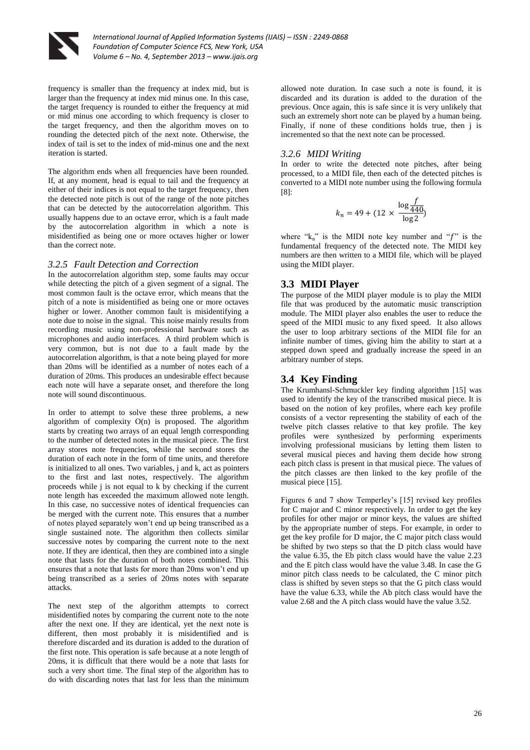frequency is smaller than the frequency at index mid, but is larger than the frequency at index mid minus one. In this case, the target frequency is rounded to either the frequency at mid or mid minus one according to which frequency is closer to the target frequency, and then the algorithm moves on to rounding the detected pitch of the next note. Otherwise, the index of tail is set to the index of mid-minus one and the next iteration is started.

The algorithm ends when all frequencies have been rounded. If, at any moment, head is equal to tail and the frequency at either of their indices is not equal to the target frequency, then the detected note pitch is out of the range of the note pitches that can be detected by the autocorrelation algorithm. This usually happens due to an octave error, which is a fault made by the autocorrelation algorithm in which a note is misidentified as being one or more octaves higher or lower than the correct note.

### *3.2.5 Fault Detection and Correction*

In the autocorrelation algorithm step, some faults may occur while detecting the pitch of a given segment of a signal. The most common fault is the octave error, which means that the pitch of a note is misidentified as being one or more octaves higher or lower. Another common fault is misidentifying a note due to noise in the signal. This noise mainly results from recording music using non-professional hardware such as microphones and audio interfaces. A third problem which is very common, but is not due to a fault made by the autocorrelation algorithm, is that a note being played for more than 20ms will be identified as a number of notes each of a duration of 20ms. This produces an undesirable effect because each note will have a separate onset, and therefore the long note will sound discontinuous.

In order to attempt to solve these three problems, a new algorithm of complexity O(n) is proposed. The algorithm starts by creating two arrays of an equal length corresponding to the number of detected notes in the musical piece. The first array stores note frequencies, while the second stores the duration of each note in the form of time units, and therefore is initialized to all ones. Two variables, j and k, act as pointers to the first and last notes, respectively. The algorithm proceeds while j is not equal to k by checking if the current note length has exceeded the maximum allowed note length. In this case, no successive notes of identical frequencies can be merged with the current note. This ensures that a number of notes played separately won't end up being transcribed as a single sustained note. The algorithm then collects similar successive notes by comparing the current note to the next note. If they are identical, then they are combined into a single note that lasts for the duration of both notes combined. This ensures that a note that lasts for more than 20ms won't end up being transcribed as a series of 20ms notes with separate attacks.

The next step of the algorithm attempts to correct misidentified notes by comparing the current note to the note after the next one. If they are identical, yet the next note is different, then most probably it is misidentified and is therefore discarded and its duration is added to the duration of the first note. This operation is safe because at a note length of 20ms, it is difficult that there would be a note that lasts for such a very short time. The final step of the algorithm has to do with discarding notes that last for less than the minimum allowed note duration. In case such a note is found, it is discarded and its duration is added to the duration of the previous. Once again, this is safe since it is very unlikely that such an extremely short note can be played by a human being. Finally, if none of these conditions holds true, then j is incremented so that the next note can be processed.

### *3.2.6 MIDI Writing*

In order to write the detected note pitches, after being processed, to a MIDI file, then each of the detected pitches is converted to a MIDI note number using the following formula [8]:

$$k_n = 49 + (12 \times \frac{\log \frac{f}{440}}{\log 2})$$

where "$k_n$" is the MIDI note key number and "$f$" is the fundamental frequency of the detected note. The MIDI key numbers are then written to a MIDI file, which will be played using the MIDI player.

## 3.3 MIDI Player

The purpose of the MIDI player module is to play the MIDI file that was produced by the automatic music transcription module. The MIDI player also enables the user to reduce the speed of the MIDI music to any fixed speed. It also allows the user to loop arbitrary sections of the MIDI file for an infinite number of times, giving him the ability to start at a stepped down speed and gradually increase the speed in an arbitrary number of steps.

## 3.4 Key Finding

The Krumhansl-Schmuckler key finding algorithm [15] was used to identify the key of the transcribed musical piece. It is based on the notion of key profiles, where each key profile consists of a vector representing the stability of each of the twelve pitch classes relative to that key profile. The key profiles were synthesized by performing experiments involving professional musicians by letting them listen to several musical pieces and having them decide how strong each pitch class is present in that musical piece. The values of the pitch classes are then linked to the key profile of the musical piece [15].

Figures 6 and 7 show Temperley's [15] revised key profiles for C major and C minor respectively. In order to get the key profiles for other major or minor keys, the values are shifted by the appropriate number of steps. For example, in order to get the key profile for D major, the C major pitch class would be shifted by two steps so that the D pitch class would have the value 6.35, the Eb pitch class would have the value 2.23 and the E pitch class would have the value 3.48. In case the G minor pitch class needs to be calculated, the C minor pitch class is shifted by seven steps so that the G pitch class would have the value 6.33, while the Ab pitch class would have the value 2.68 and the A pitch class would have the value 3.52.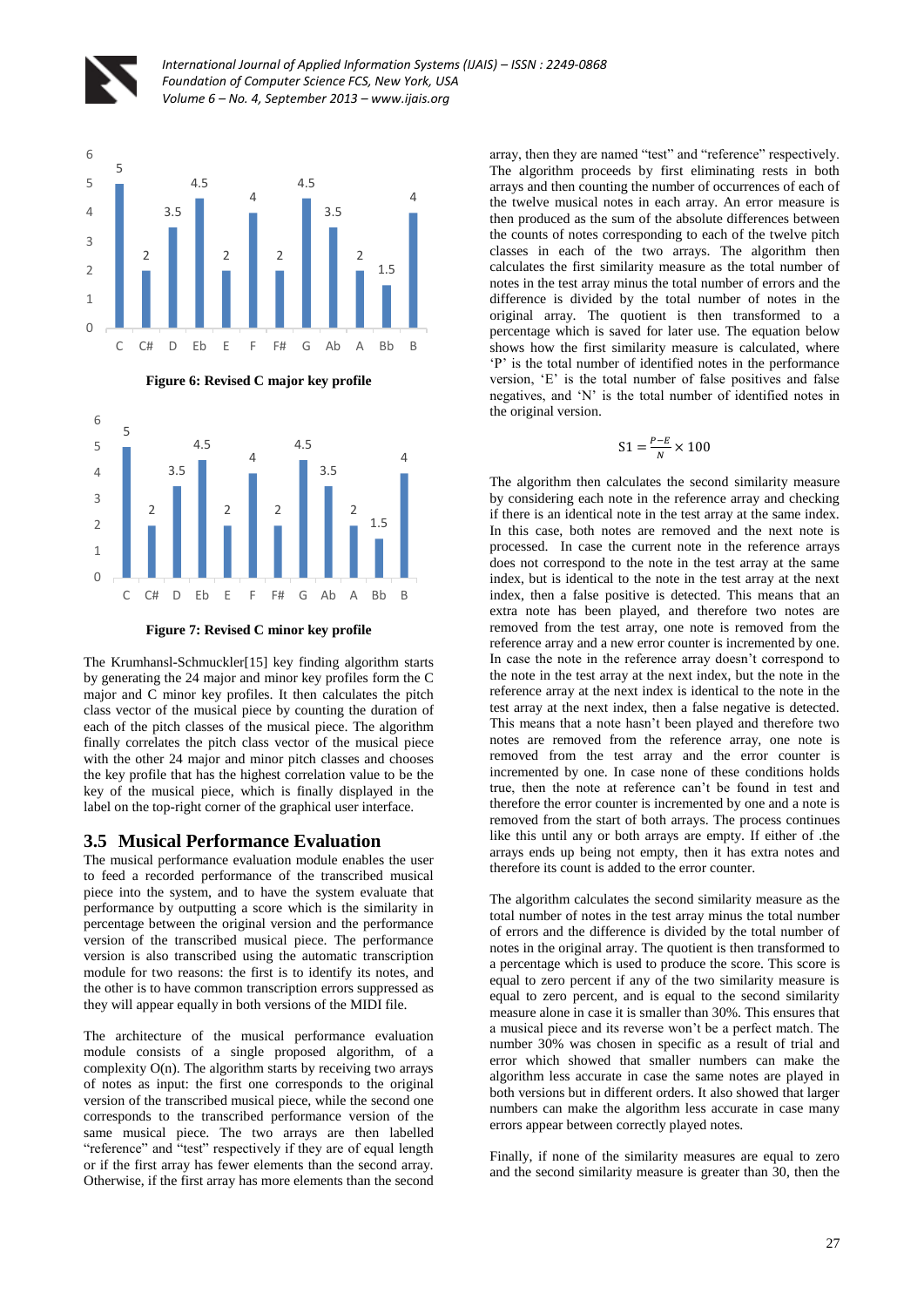Figure 6: Revised C major key profile

Figure 7: Revised C minor key profile

The Krumhansl-Schmuckler[15] key finding algorithm starts by generating the 24 major and minor key profiles form the C major and C minor key profiles. It then calculates the pitch class vector of the musical piece by counting the duration of each of the pitch classes of the musical piece. The algorithm finally correlates the pitch class vector of the musical piece with the other 24 major and minor pitch classes and chooses the key profile that has the highest correlation value to be the key of the musical piece, which is finally displayed in the label on the top-right corner of the graphical user interface.

## 3.5 Musical Performance Evaluation

The musical performance evaluation module enables the user to feed a recorded performance of the transcribed musical piece into the system, and to have the system evaluate that performance by outputting a score which is the similarity in percentage between the original version and the performance version of the transcribed musical piece. The performance version is also transcribed using the automatic transcription module for two reasons: the first is to identify its notes, and the other is to have common transcription errors suppressed as they will appear equally in both versions of the MIDI file.

The architecture of the musical performance evaluation module consists of a single proposed algorithm, of a complexity O(n). The algorithm starts by receiving two arrays of notes as input: the first one corresponds to the original version of the transcribed musical piece, while the second one corresponds to the transcribed performance version of the same musical piece. The two arrays are then labelled "reference" and "test" respectively if they are of equal length or if the first array has fewer elements than the second array. Otherwise, if the first array has more elements than the second array, then they are named "test" and "reference" respectively. The algorithm proceeds by first eliminating rests in both arrays and then counting the number of occurrences of each of the twelve musical notes in each array. An error measure is then produced as the sum of the absolute differences between the counts of notes corresponding to each of the twelve pitch classes in each of the two arrays. The algorithm then calculates the first similarity measure as the total number of notes in the test array minus the total number of errors and the difference is divided by the total number of notes in the original array. The quotient is then transformed to a percentage which is saved for later use. The equation below shows how the first similarity measure is calculated, where 'P' is the total number of identified notes in the performance version, 'E' is the total number of false positives and false negatives, and 'N' is the total number of identified notes in the original version.

$$\text{S1} = \frac{P-E}{N} \times 100$$

The algorithm then calculates the second similarity measure by considering each note in the reference array and checking if there is an identical note in the test array at the same index. In this case, both notes are removed and the next note is processed. In case the current note in the reference arrays does not correspond to the note in the test array at the same index, but is identical to the note in the test array at the next index, then a false positive is detected. This means that an extra note has been played, and therefore two notes are removed from the test array, one note is removed from the reference array and a new error counter is incremented by one. In case the note in the reference array doesn't correspond to the note in the test array at the next index, but the note in the reference array at the next index is identical to the note in the test array at the next index, then a false negative is detected. This means that a note hasn't been played and therefore two notes are removed from the reference array, one note is removed from the test array and the error counter is incremented by one. In case none of these conditions holds true, then the note at reference can't be found in test and therefore the error counter is incremented by one and a note is removed from the start of both arrays. The process continues like this until any or both arrays are empty. If either of .the arrays ends up being not empty, then it has extra notes and therefore its count is added to the error counter.

The algorithm calculates the second similarity measure as the total number of notes in the test array minus the total number of errors and the difference is divided by the total number of notes in the original array. The quotient is then transformed to a percentage which is used to produce the score. This score is equal to zero percent if any of the two similarity measure is equal to zero percent, and is equal to the second similarity measure alone in case it is smaller than 30%. This ensures that a musical piece and its reverse won't be a perfect match. The number 30% was chosen in specific as a result of trial and error which showed that smaller numbers can make the algorithm less accurate in case the same notes are played in both versions but in different orders. It also showed that larger numbers can make the algorithm less accurate in case many errors appear between correctly played notes.

Finally, if none of the similarity measures are equal to zero and the second similarity measure is greater than 30, then the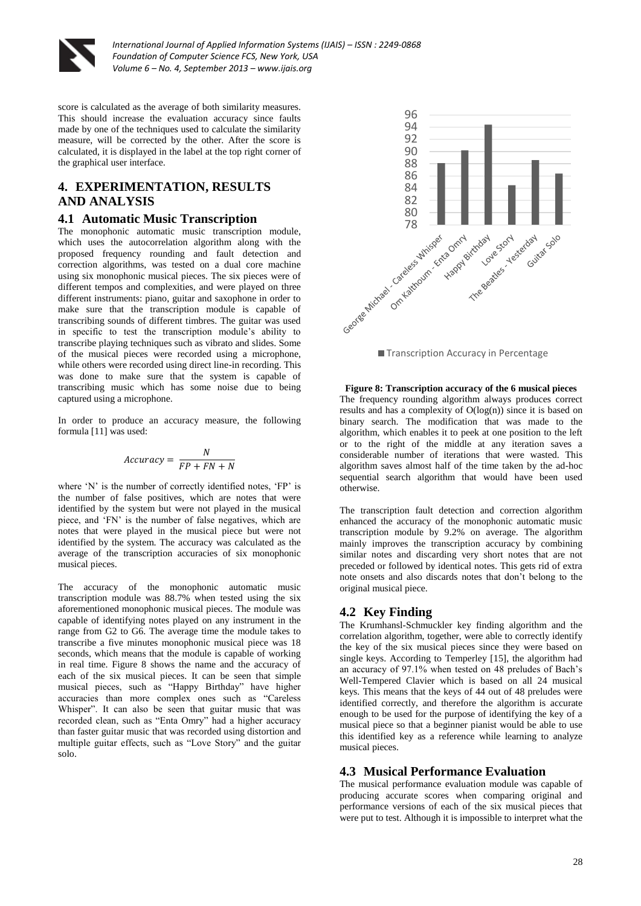score is calculated as the average of both similarity measures. This should increase the evaluation accuracy since faults made by one of the techniques used to calculate the similarity measure, will be corrected by the other. After the score is calculated, it is displayed in the label at the top right corner of the graphical user interface.

## 4. EXPERIMENTATION, RESULTS AND ANALYSIS

### 4.1 Automatic Music Transcription

The monophonic automatic music transcription module, which uses the autocorrelation algorithm along with the proposed frequency rounding and fault detection and correction algorithms, was tested on a dual core machine using six monophonic musical pieces. The six pieces were of different tempos and complexities, and were played on three different instruments: piano, guitar and saxophone in order to make sure that the transcription module is capable of transcribing sounds of different timbres. The guitar was used in specific to test the transcription module's ability to transcribe playing techniques such as vibrato and slides. Some of the musical pieces were recorded using a microphone, while others were recorded using direct line-in recording. This was done to make sure that the system is capable of transcribing music which has some noise due to being captured using a microphone.

In order to produce an accuracy measure, the following formula [11] was used:

$$Accuracy = \frac{N}{FP + FN + N}$$

where 'N' is the number of correctly identified notes, 'FP' is the number of false positives, which are notes that were identified by the system but were not played in the musical piece, and 'FN' is the number of false negatives, which are notes that were played in the musical piece but were not identified by the system. The accuracy was calculated as the average of the transcription accuracies of six monophonic musical pieces.

The accuracy of the monophonic automatic music transcription module was 88.7% when tested using the six aforementioned monophonic musical pieces. The module was capable of identifying notes played on any instrument in the range from G2 to G6. The average time the module takes to transcribe a five minutes monophonic musical piece was 18 seconds, which means that the module is capable of working in real time. Figure 8 shows the name and the accuracy of each of the six musical pieces. It can be seen that simple musical pieces, such as "Happy Birthday" have higher accuracies than more complex ones such as "Careless Whisper". It can also be seen that guitar music that was recorded clean, such as "Enta Omry" had a higher accuracy than faster guitar music that was recorded using distortion and multiple guitar effects, such as "Love Story" and the guitar solo.

| Musical piece | Transcription Accuracy in Percentage |
|---|---|
| George Michael - Careless Whisper | ~88 |
| Om Kalthoum - Enta Omry | ~90 |
| Happy Birthday | ~94.5 |
| Love Story | ~84.5 |
| The Beatles - Yesterday | ~88.5 |
| Guitar Solo | ~86.5 |

**Figure 8: Transcription accuracy of the 6 musical pieces**

The frequency rounding algorithm always produces correct results and has a complexity of $O(\log(n))$ since it is based on binary search. The modification that was made to the algorithm, which enables it to peek at one position to the left or to the right of the middle at any iteration saves a considerable number of iterations that were wasted. This algorithm saves almost half of the time taken by the ad-hoc sequential search algorithm that would have been used otherwise.

The transcription fault detection and correction algorithm enhanced the accuracy of the monophonic automatic music transcription module by 9.2% on average. The algorithm mainly improves the transcription accuracy by combining similar notes and discarding very short notes that are not preceded or followed by identical notes. This gets rid of extra note onsets and also discards notes that don't belong to the original musical piece.

### 4.2 Key Finding

The Krumhansl-Schmuckler key finding algorithm and the correlation algorithm, together, were able to correctly identify the key of the six musical pieces since they were based on single keys. According to Temperley [15], the algorithm had an accuracy of 97.1% when tested on 48 preludes of Bach's Well-Tempered Clavier which is based on all 24 musical keys. This means that the keys of 44 out of 48 preludes were identified correctly, and therefore the algorithm is accurate enough to be used for the purpose of identifying the key of a musical piece so that a beginner pianist would be able to use this identified key as a reference while learning to analyze musical pieces.

### 4.3 Musical Performance Evaluation

The musical performance evaluation module was capable of producing accurate scores when comparing original and performance versions of each of the six musical pieces that were put to test. Although it is impossible to interpret what the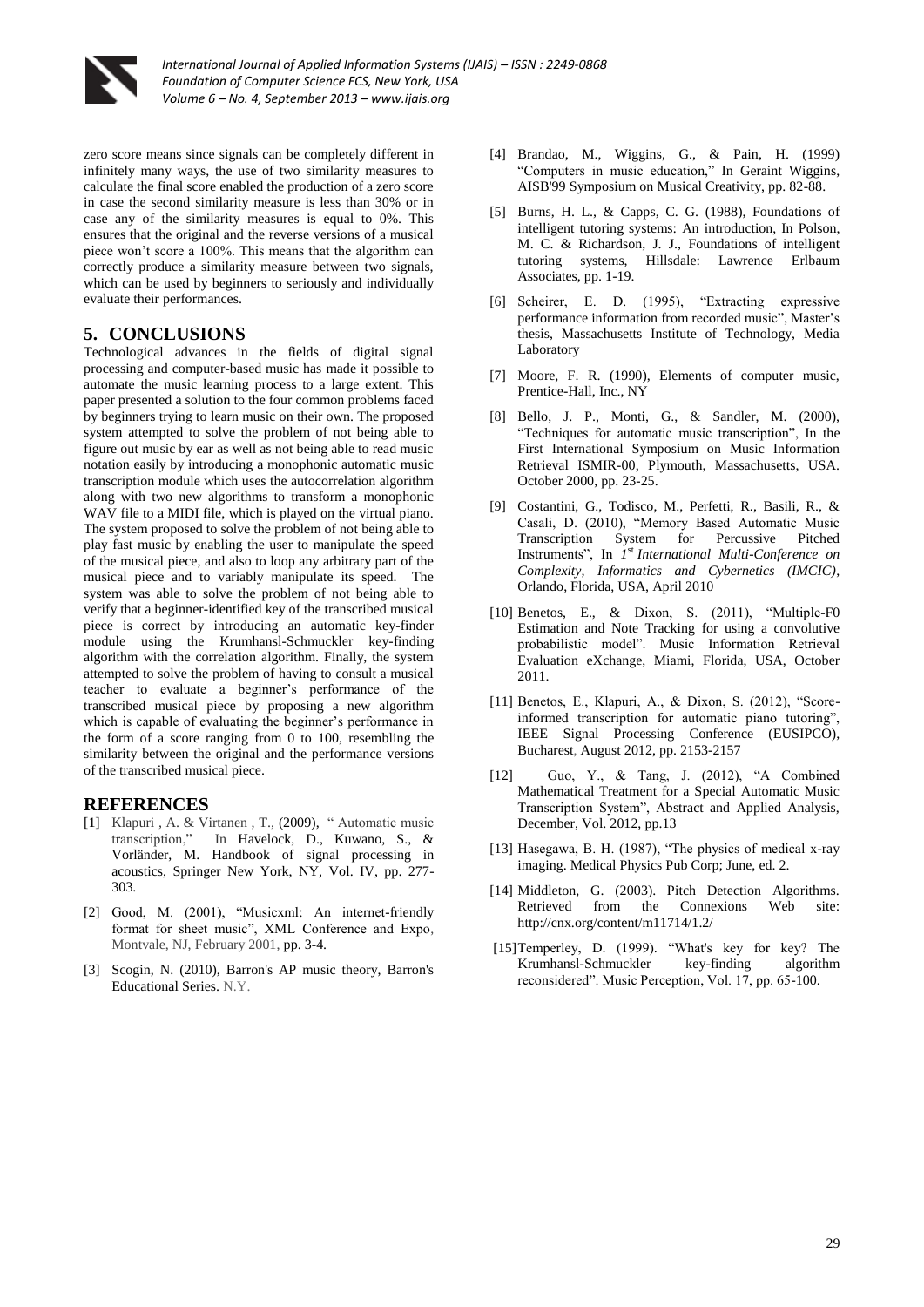zero score means since signals can be completely different in infinitely many ways, the use of two similarity measures to calculate the final score enabled the production of a zero score in case the second similarity measure is less than 30% or in case any of the similarity measures is equal to 0%. This ensures that the original and the reverse versions of a musical piece won't score a 100%. This means that the algorithm can correctly produce a similarity measure between two signals, which can be used by beginners to seriously and individually evaluate their performances.

## 5. CONCLUSIONS

Technological advances in the fields of digital signal processing and computer-based music has made it possible to automate the music learning process to a large extent. This paper presented a solution to the four common problems faced by beginners trying to learn music on their own. The proposed system attempted to solve the problem of not being able to figure out music by ear as well as not being able to read music notation easily by introducing a monophonic automatic music transcription module which uses the autocorrelation algorithm along with two new algorithms to transform a monophonic WAV file to a MIDI file, which is played on the virtual piano. The system proposed to solve the problem of not being able to play fast music by enabling the user to manipulate the speed of the musical piece, and also to loop any arbitrary part of the musical piece and to variably manipulate its speed. The system was able to solve the problem of not being able to verify that a beginner-identified key of the transcribed musical piece is correct by introducing an automatic key-finder module using the Krumhansl-Schmuckler key-finding algorithm with the correlation algorithm. Finally, the system attempted to solve the problem of having to consult a musical teacher to evaluate a beginner's performance of the transcribed musical piece by proposing a new algorithm which is capable of evaluating the beginner's performance in the form of a score ranging from 0 to 100, resembling the similarity between the original and the performance versions of the transcribed musical piece.

## REFERENCES

[1] Klapuri , A. & Virtanen , T., (2009), " Automatic music transcription," In Havelock, D., Kuwano, S., & Vorländer, M. Handbook of signal processing in acoustics, Springer New York, NY, Vol. IV, pp. 277-303.

[2] Good, M. (2001), "Musicxml: An internet-friendly format for sheet music", XML Conference and Expo, Montvale, NJ, February 2001, pp. 3-4.

[3] Scogin, N. (2010), Barron's AP music theory, Barron's Educational Series. N.Y.

[4] Brandao, M., Wiggins, G., & Pain, H. (1999) "Computers in music education," In Geraint Wiggins, AISB'99 Symposium on Musical Creativity, pp. 82-88.

[5] Burns, H. L., & Capps, C. G. (1988), Foundations of intelligent tutoring systems: An introduction, In Polson, M. C. & Richardson, J. J., Foundations of intelligent tutoring systems, Hillsdale: Lawrence Erlbaum Associates, pp. 1-19.

[6] Scheirer, E. D. (1995), "Extracting expressive performance information from recorded music", Master's thesis, Massachusetts Institute of Technology, Media Laboratory

[7] Moore, F. R. (1990), Elements of computer music, Prentice-Hall, Inc., NY

[8] Bello, J. P., Monti, G., & Sandler, M. (2000), "Techniques for automatic music transcription", In the First International Symposium on Music Information Retrieval ISMIR-00, Plymouth, Massachusetts, USA. October 2000, pp. 23-25.

[9] Costantini, G., Todisco, M., Perfetti, R., Basili, R., & Casali, D. (2010), "Memory Based Automatic Music Transcription System for Percussive Pitched Instruments", In *1st International Multi-Conference on Complexity, Informatics and Cybernetics (IMCIC)*, Orlando, Florida, USA, April 2010

[10] Benetos, E., & Dixon, S. (2011), "Multiple-F0 Estimation and Note Tracking for using a convolutive probabilistic model". Music Information Retrieval Evaluation eXchange, Miami, Florida, USA, October 2011.

[11] Benetos, E., Klapuri, A., & Dixon, S. (2012), "Score-informed transcription for automatic piano tutoring", IEEE Signal Processing Conference (EUSIPCO), Bucharest, August 2012, pp. 2153-2157

[12] Guo, Y., & Tang, J. (2012), "A Combined Mathematical Treatment for a Special Automatic Music Transcription System", Abstract and Applied Analysis, December, Vol. 2012, pp.13

[13] Hasegawa, B. H. (1987), "The physics of medical x-ray imaging. Medical Physics Pub Corp; June, ed. 2.

[14] Middleton, G. (2003). Pitch Detection Algorithms. Retrieved from the Connexions Web site: http://cnx.org/content/m11714/1.2/

[15] Temperley, D. (1999). "What's key for key? The Krumhansl-Schmuckler key-finding algorithm reconsidered". Music Perception, Vol. 17, pp. 65-100.